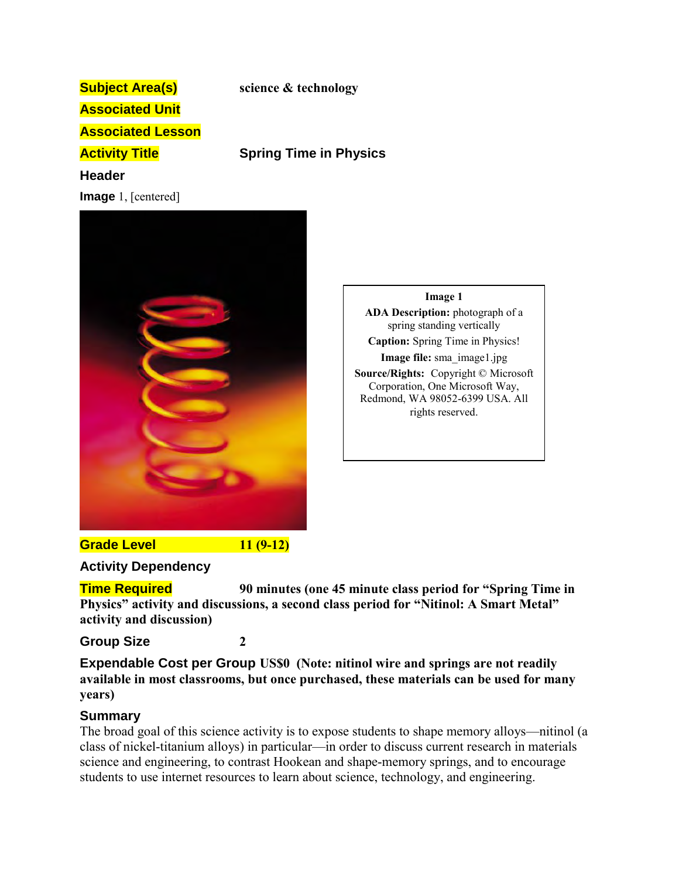**Subject Area(s)** **science & technology**

**Associated Unit**

**Associated Lesson**

**Activity Title** **Spring Time in Physics**

**Header**

**Image** 1, [centered]

**Image 1**

**ADA Description:** photograph of a spring standing vertically

**Caption:** Spring Time in Physics!

**Image file:** sma_image1.jpg

**Source/Rights:** Copyright © Microsoft Corporation, One Microsoft Way, Redmond, WA 98052-6399 USA. All rights reserved.

**Grade Level** **11 (9-12)**

**Activity Dependency**

**Time Required** **90 minutes (one 45 minute class period for "Spring Time in Physics" activity and discussions, a second class period for "Nitinol: A Smart Metal" activity and discussion)**

**Group Size** **2**

**Expendable Cost per Group** **US$0 (Note: nitinol wire and springs are not readily available in most classrooms, but once purchased, these materials can be used for many years)**

**Summary**

The broad goal of this science activity is to expose students to shape memory alloys—nitinol (a class of nickel-titanium alloys) in particular—in order to discuss current research in materials science and engineering, to contrast Hookean and shape-memory springs, and to encourage students to use internet resources to learn about science, technology, and engineering.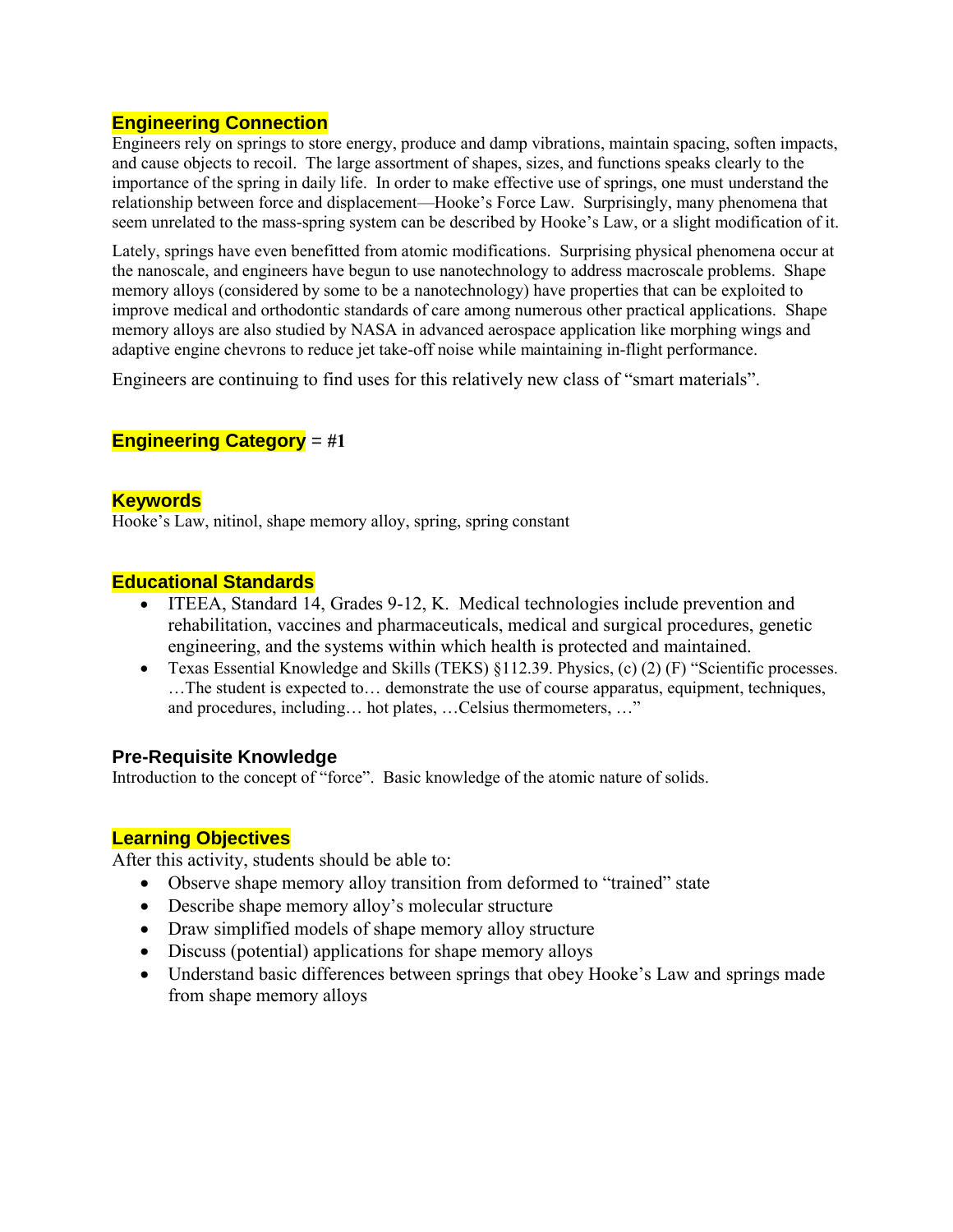## Engineering Connection

Engineers rely on springs to store energy, produce and damp vibrations, maintain spacing, soften impacts, and cause objects to recoil. The large assortment of shapes, sizes, and functions speaks clearly to the importance of the spring in daily life. In order to make effective use of springs, one must understand the relationship between force and displacement—Hooke's Force Law. Surprisingly, many phenomena that seem unrelated to the mass-spring system can be described by Hooke's Law, or a slight modification of it.

Lately, springs have even benefitted from atomic modifications. Surprising physical phenomena occur at the nanoscale, and engineers have begun to use nanotechnology to address macroscale problems. Shape memory alloys (considered by some to be a nanotechnology) have properties that can be exploited to improve medical and orthodontic standards of care among numerous other practical applications. Shape memory alloys are also studied by NASA in advanced aerospace application like morphing wings and adaptive engine chevrons to reduce jet take-off noise while maintaining in-flight performance.

Engineers are continuing to find uses for this relatively new class of "smart materials".

## Engineering Category = #1

## Keywords

Hooke's Law, nitinol, shape memory alloy, spring, spring constant

## Educational Standards

- ITEEA, Standard 14, Grades 9-12, K. Medical technologies include prevention and rehabilitation, vaccines and pharmaceuticals, medical and surgical procedures, genetic engineering, and the systems within which health is protected and maintained.
- Texas Essential Knowledge and Skills (TEKS) §112.39. Physics, (c) (2) (F) "Scientific processes. …The student is expected to… demonstrate the use of course apparatus, equipment, techniques, and procedures, including… hot plates, …Celsius thermometers, …"

## Pre-Requisite Knowledge

Introduction to the concept of "force". Basic knowledge of the atomic nature of solids.

## Learning Objectives

After this activity, students should be able to:

- Observe shape memory alloy transition from deformed to "trained" state
- Describe shape memory alloy's molecular structure
- Draw simplified models of shape memory alloy structure
- Discuss (potential) applications for shape memory alloys
- Understand basic differences between springs that obey Hooke's Law and springs made from shape memory alloys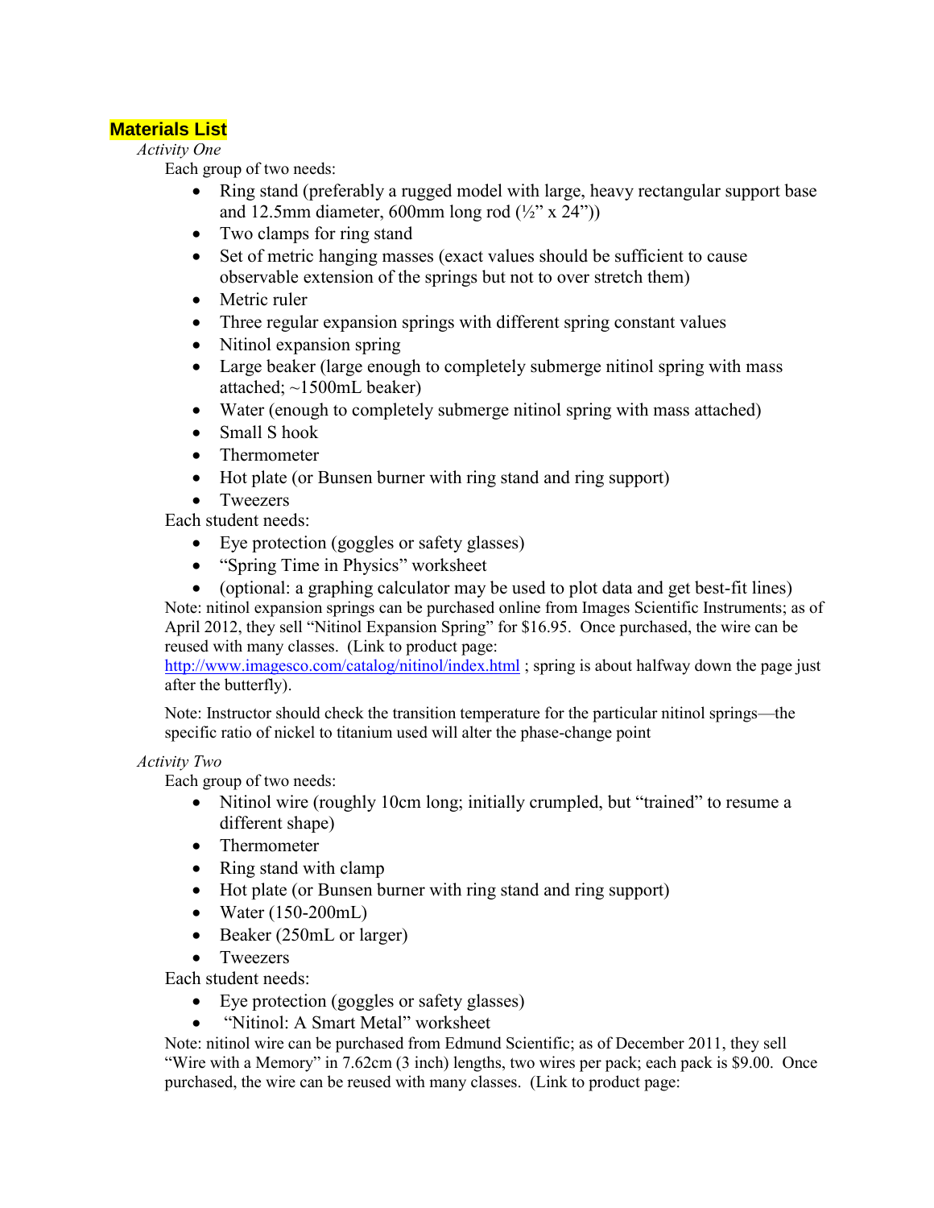## Materials List

*Activity One*

Each group of two needs:

- Ring stand (preferably a rugged model with large, heavy rectangular support base and 12.5mm diameter, 600mm long rod (½" x 24"))
- Two clamps for ring stand
- Set of metric hanging masses (exact values should be sufficient to cause observable extension of the springs but not to over stretch them)
- Metric ruler
- Three regular expansion springs with different spring constant values
- Nitinol expansion spring
- Large beaker (large enough to completely submerge nitinol spring with mass attached; ~1500mL beaker)
- Water (enough to completely submerge nitinol spring with mass attached)
- Small S hook
- Thermometer
- Hot plate (or Bunsen burner with ring stand and ring support)
- Tweezers

Each student needs:

- Eye protection (goggles or safety glasses)
- "Spring Time in Physics" worksheet
- (optional: a graphing calculator may be used to plot data and get best-fit lines)

Note: nitinol expansion springs can be purchased online from Images Scientific Instruments; as of April 2012, they sell "Nitinol Expansion Spring" for $16.95. Once purchased, the wire can be reused with many classes. (Link to product page: http://www.imagesco.com/catalog/nitinol/index.html ; spring is about halfway down the page just after the butterfly).

Note: Instructor should check the transition temperature for the particular nitinol springs—the specific ratio of nickel to titanium used will alter the phase-change point

*Activity Two*

Each group of two needs:

- Nitinol wire (roughly 10cm long; initially crumpled, but "trained" to resume a different shape)
- Thermometer
- Ring stand with clamp
- Hot plate (or Bunsen burner with ring stand and ring support)
- Water (150-200mL)
- Beaker (250mL or larger)
- Tweezers

Each student needs:

- Eye protection (goggles or safety glasses)
- "Nitinol: A Smart Metal" worksheet

Note: nitinol wire can be purchased from Edmund Scientific; as of December 2011, they sell "Wire with a Memory" in 7.62cm (3 inch) lengths, two wires per pack; each pack is $9.00. Once purchased, the wire can be reused with many classes. (Link to product page: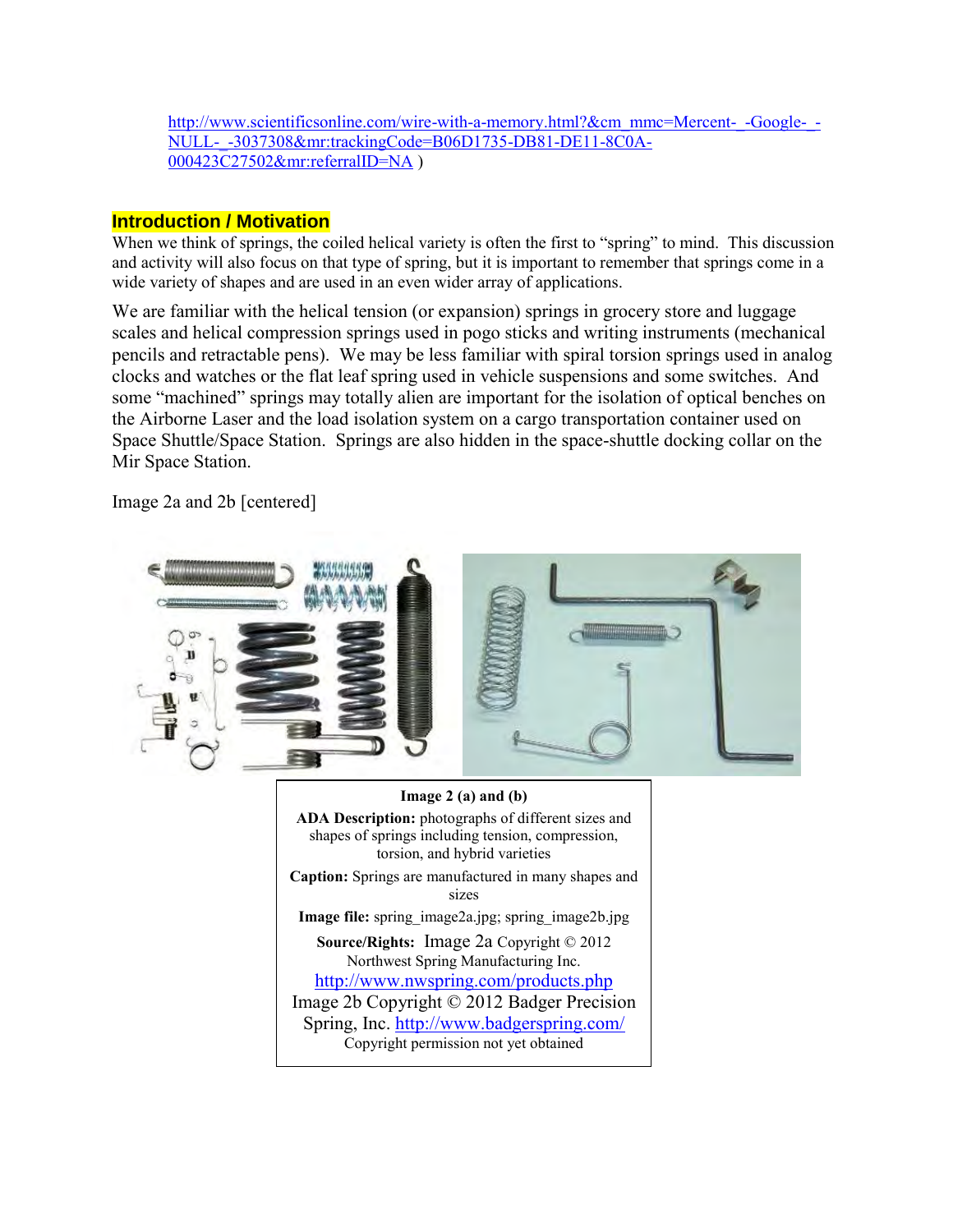http://www.scientificsonline.com/wire-with-a-memory.html?&cm_mmc=Mercent-_-Google-_-NULL-_-3037308&mr:trackingCode=B06D1735-DB81-DE11-8C0A-000423C27502&mr:referralID=NA )

## Introduction / Motivation

When we think of springs, the coiled helical variety is often the first to "spring" to mind. This discussion and activity will also focus on that type of spring, but it is important to remember that springs come in a wide variety of shapes and are used in an even wider array of applications.

We are familiar with the helical tension (or expansion) springs in grocery store and luggage scales and helical compression springs used in pogo sticks and writing instruments (mechanical pencils and retractable pens). We may be less familiar with spiral torsion springs used in analog clocks and watches or the flat leaf spring used in vehicle suspensions and some switches. And some "machined" springs may totally alien are important for the isolation of optical benches on the Airborne Laser and the load isolation system on a cargo transportation container used on Space Shuttle/Space Station. Springs are also hidden in the space-shuttle docking collar on the Mir Space Station.

Image 2a and 2b [centered]

**Image 2 (a) and (b)**

**ADA Description:** photographs of different sizes and shapes of springs including tension, compression, torsion, and hybrid varieties

**Caption:** Springs are manufactured in many shapes and sizes

**Image file:** spring_image2a.jpg; spring_image2b.jpg

**Source/Rights:** Image 2a Copyright © 2012 Northwest Spring Manufacturing Inc. http://www.nwspring.com/products.php
Image 2b Copyright © 2012 Badger Precision Spring, Inc. http://www.badgerspring.com/
Copyright permission not yet obtained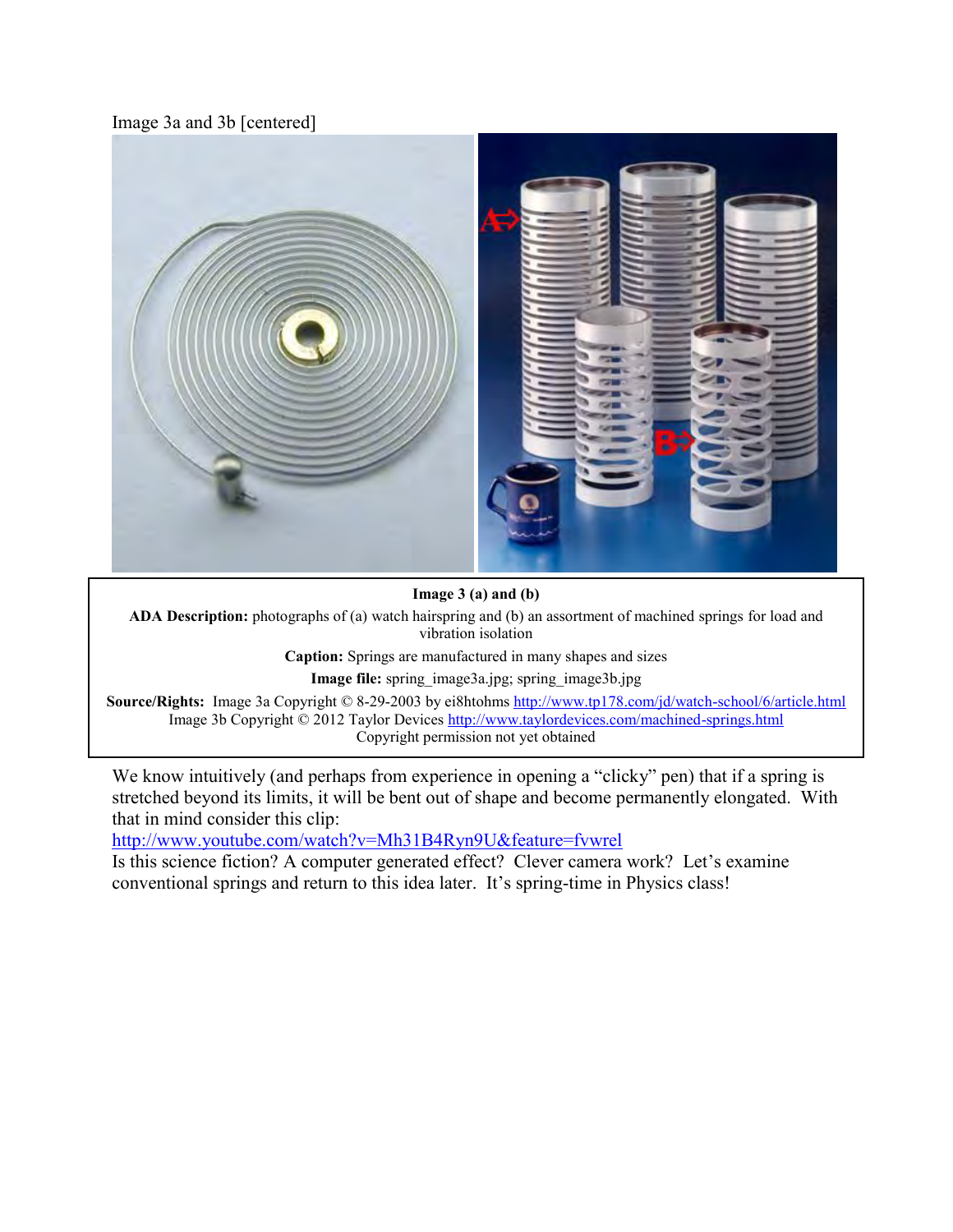Image 3a and 3b [centered]

**Image 3 (a) and (b)**

**ADA Description:** photographs of (a) watch hairspring and (b) an assortment of machined springs for load and vibration isolation

**Caption:** Springs are manufactured in many shapes and sizes

**Image file:** spring_image3a.jpg; spring_image3b.jpg

**Source/Rights:** Image 3a Copyright © 8-29-2003 by ei8htohms http://www.tp178.com/jd/watch-school/6/article.html
Image 3b Copyright © 2012 Taylor Devices http://www.taylordevices.com/machined-springs.html
Copyright permission not yet obtained

We know intuitively (and perhaps from experience in opening a "clicky" pen) that if a spring is stretched beyond its limits, it will be bent out of shape and become permanently elongated. With that in mind consider this clip:
http://www.youtube.com/watch?v=Mh31B4Ryn9U&feature=fvwrel
Is this science fiction? A computer generated effect? Clever camera work? Let's examine conventional springs and return to this idea later. It's spring-time in Physics class!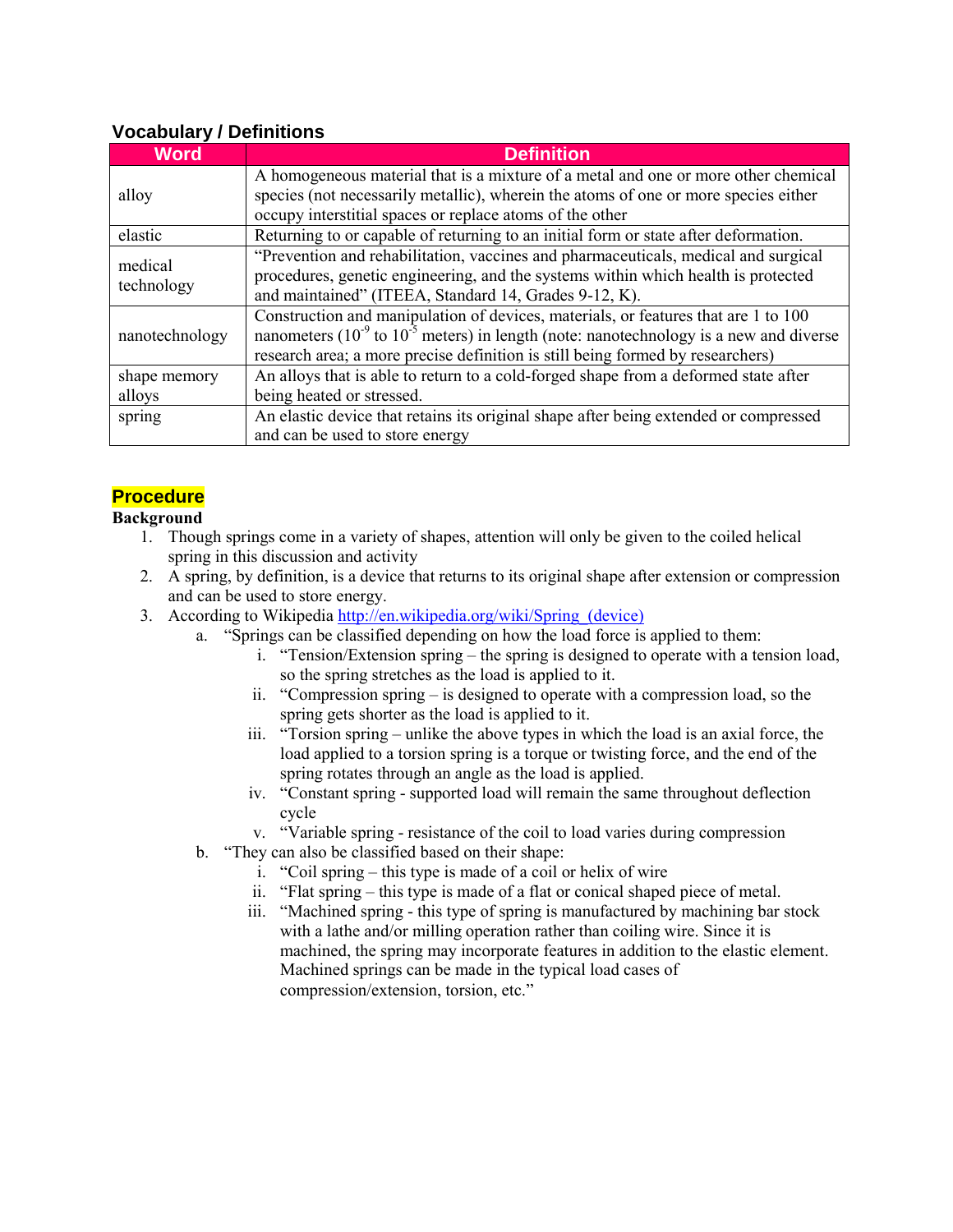## Vocabulary / Definitions

| Word | Definition |
|---|---|
| alloy | A homogeneous material that is a mixture of a metal and one or more other chemical species (not necessarily metallic), wherein the atoms of one or more species either occupy interstitial spaces or replace atoms of the other |
| elastic | Returning to or capable of returning to an initial form or state after deformation. |
| medical technology | "Prevention and rehabilitation, vaccines and pharmaceuticals, medical and surgical procedures, genetic engineering, and the systems within which health is protected and maintained" (ITEEA, Standard 14, Grades 9-12, K). |
| nanotechnology | Construction and manipulation of devices, materials, or features that are 1 to 100 nanometers ($10^{-9}$ to $10^{-5}$ meters) in length (note: nanotechnology is a new and diverse research area; a more precise definition is still being formed by researchers) |
| shape memory alloys | An alloys that is able to return to a cold-forged shape from a deformed state after being heated or stressed. |
| spring | An elastic device that retains its original shape after being extended or compressed and can be used to store energy |

## Procedure

**Background**

1. Though springs come in a variety of shapes, attention will only be given to the coiled helical spring in this discussion and activity
2. A spring, by definition, is a device that returns to its original shape after extension or compression and can be used to store energy.
3. According to Wikipedia http://en.wikipedia.org/wiki/Spring_(device)
   a. "Springs can be classified depending on how the load force is applied to them:
      i. "Tension/Extension spring – the spring is designed to operate with a tension load, so the spring stretches as the load is applied to it.
      ii. "Compression spring – is designed to operate with a compression load, so the spring gets shorter as the load is applied to it.
      iii. "Torsion spring – unlike the above types in which the load is an axial force, the load applied to a torsion spring is a torque or twisting force, and the end of the spring rotates through an angle as the load is applied.
      iv. "Constant spring - supported load will remain the same throughout deflection cycle
      v. "Variable spring - resistance of the coil to load varies during compression
   b. "They can also be classified based on their shape:
      i. "Coil spring – this type is made of a coil or helix of wire
      ii. "Flat spring – this type is made of a flat or conical shaped piece of metal.
      iii. "Machined spring - this type of spring is manufactured by machining bar stock with a lathe and/or milling operation rather than coiling wire. Since it is machined, the spring may incorporate features in addition to the elastic element. Machined springs can be made in the typical load cases of compression/extension, torsion, etc."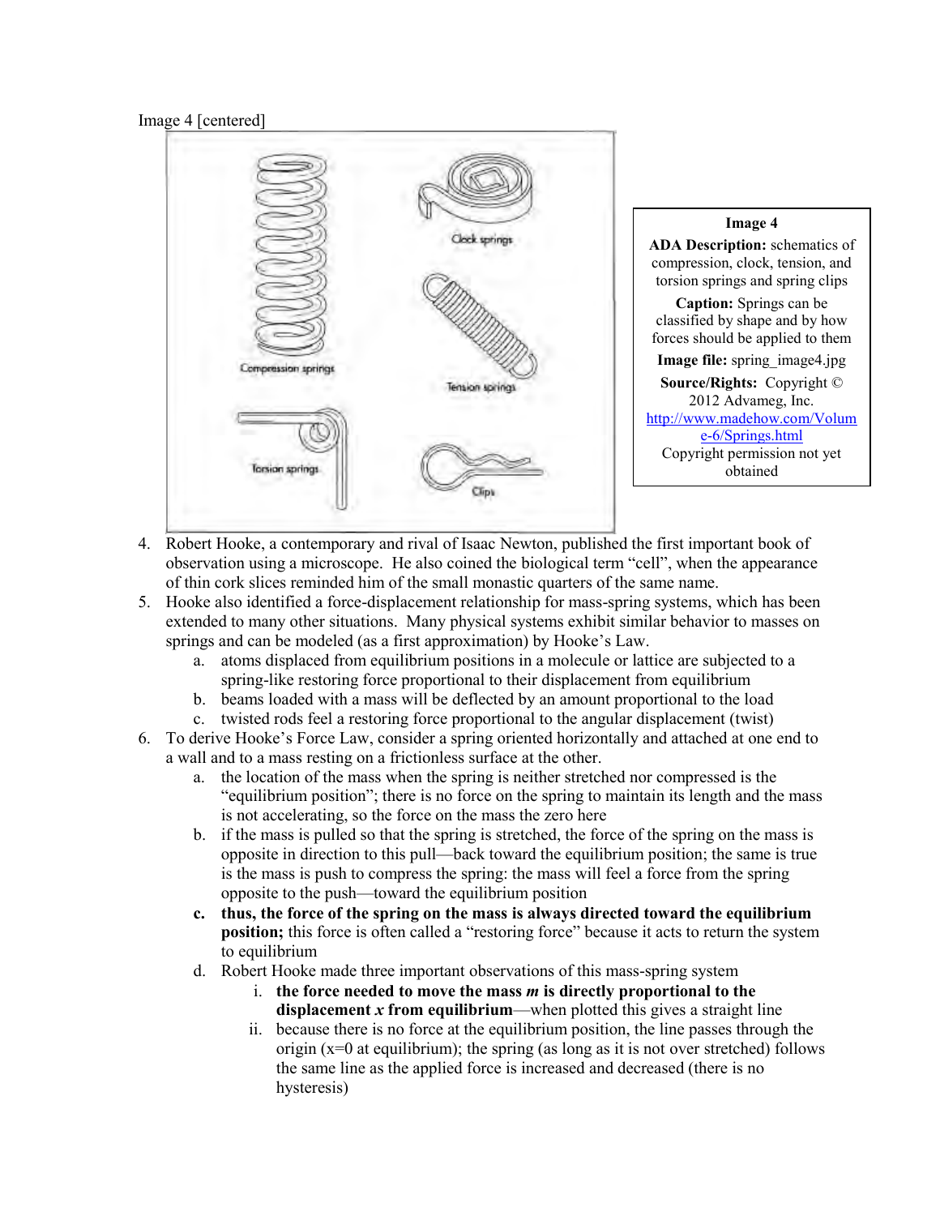Image 4 [centered]

**Image 4**

**ADA Description:** schematics of compression, clock, tension, and torsion springs and spring clips

**Caption:** Springs can be classified by shape and by how forces should be applied to them

**Image file:** spring_image4.jpg

**Source/Rights:** Copyright © 2012 Advameg, Inc. http://www.madehow.com/Volume-6/Springs.html Copyright permission not yet obtained

4. Robert Hooke, a contemporary and rival of Isaac Newton, published the first important book of observation using a microscope. He also coined the biological term "cell", when the appearance of thin cork slices reminded him of the small monastic quarters of the same name.
5. Hooke also identified a force-displacement relationship for mass-spring systems, which has been extended to many other situations. Many physical systems exhibit similar behavior to masses on springs and can be modeled (as a first approximation) by Hooke's Law.
   a. atoms displaced from equilibrium positions in a molecule or lattice are subjected to a spring-like restoring force proportional to their displacement from equilibrium
   b. beams loaded with a mass will be deflected by an amount proportional to the load
   c. twisted rods feel a restoring force proportional to the angular displacement (twist)
6. To derive Hooke's Force Law, consider a spring oriented horizontally and attached at one end to a wall and to a mass resting on a frictionless surface at the other.
   a. the location of the mass when the spring is neither stretched nor compressed is the "equilibrium position"; there is no force on the spring to maintain its length and the mass is not accelerating, so the force on the mass the zero here
   b. if the mass is pulled so that the spring is stretched, the force of the spring on the mass is opposite in direction to this pull—back toward the equilibrium position; the same is true is the mass is push to compress the spring: the mass will feel a force from the spring opposite to the push—toward the equilibrium position
   c. **thus, the force of the spring on the mass is always directed toward the equilibrium position;** this force is often called a "restoring force" because it acts to return the system to equilibrium
   d. Robert Hooke made three important observations of this mass-spring system
      i. **the force needed to move the mass *m* is directly proportional to the displacement *x* from equilibrium**—when plotted this gives a straight line
      ii. because there is no force at the equilibrium position, the line passes through the origin ($x=0$ at equilibrium); the spring (as long as it is not over stretched) follows the same line as the applied force is increased and decreased (there is no hysteresis)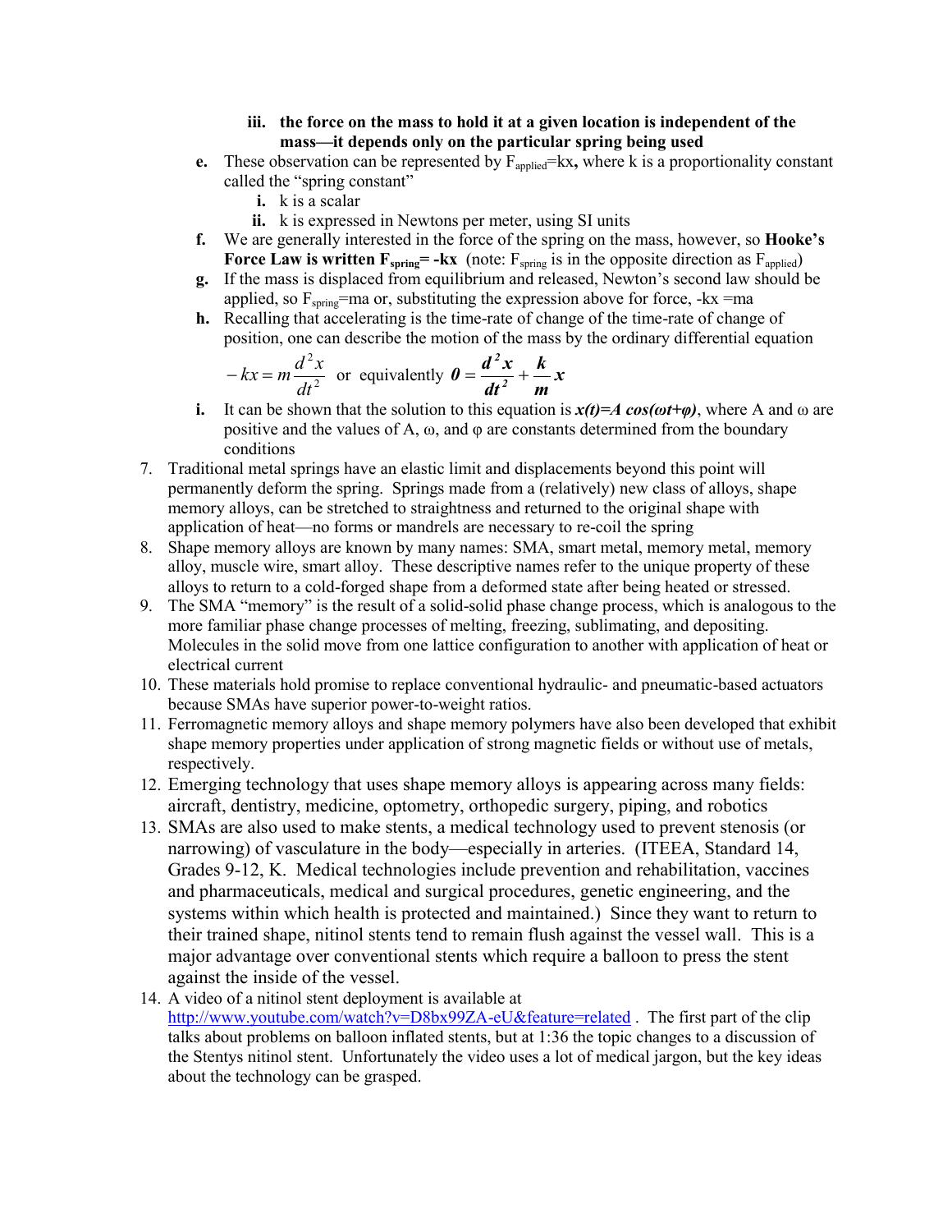iii. **the force on the mass to hold it at a given location is independent of the mass—it depends only on the particular spring being used**

e. These observation can be represented by $F_{applied}$=kx**,** where k is a proportionality constant called the "spring constant"
   i. k is a scalar
   ii. k is expressed in Newtons per meter, using SI units

f. We are generally interested in the force of the spring on the mass, however, so **Hooke's Force Law is written $F_{spring}$= -kx** (note: $F_{spring}$ is in the opposite direction as $F_{applied}$)

g. If the mass is displaced from equilibrium and released, Newton's second law should be applied, so $F_{spring}$=ma or, substituting the expression above for force, -kx =ma

h. Recalling that accelerating is the time-rate of change of the time-rate of change of position, one can describe the motion of the mass by the ordinary differential equation

$$-kx = m\frac{d^2x}{dt^2} \text{ or equivalently } \boldsymbol{0 = \frac{d^2x}{dt^2} + \frac{k}{m}x}$$

i. It can be shown that the solution to this equation is $x(t)=A\cos(\omega t+\varphi)$, where A and ω are positive and the values of A, ω, and φ are constants determined from the boundary conditions

7. Traditional metal springs have an elastic limit and displacements beyond this point will permanently deform the spring. Springs made from a (relatively) new class of alloys, shape memory alloys, can be stretched to straightness and returned to the original shape with application of heat—no forms or mandrels are necessary to re-coil the spring
8. Shape memory alloys are known by many names: SMA, smart metal, memory metal, memory alloy, muscle wire, smart alloy. These descriptive names refer to the unique property of these alloys to return to a cold-forged shape from a deformed state after being heated or stressed.
9. The SMA "memory" is the result of a solid-solid phase change process, which is analogous to the more familiar phase change processes of melting, freezing, sublimating, and depositing. Molecules in the solid move from one lattice configuration to another with application of heat or electrical current
10. These materials hold promise to replace conventional hydraulic- and pneumatic-based actuators because SMAs have superior power-to-weight ratios.
11. Ferromagnetic memory alloys and shape memory polymers have also been developed that exhibit shape memory properties under application of strong magnetic fields or without use of metals, respectively.
12. Emerging technology that uses shape memory alloys is appearing across many fields: aircraft, dentistry, medicine, optometry, orthopedic surgery, piping, and robotics
13. SMAs are also used to make stents, a medical technology used to prevent stenosis (or narrowing) of vasculature in the body—especially in arteries. (ITEEA, Standard 14, Grades 9-12, K. Medical technologies include prevention and rehabilitation, vaccines and pharmaceuticals, medical and surgical procedures, genetic engineering, and the systems within which health is protected and maintained.) Since they want to return to their trained shape, nitinol stents tend to remain flush against the vessel wall. This is a major advantage over conventional stents which require a balloon to press the stent against the inside of the vessel.
14. A video of a nitinol stent deployment is available at http://www.youtube.com/watch?v=D8bx99ZA-eU&feature=related . The first part of the clip talks about problems on balloon inflated stents, but at 1:36 the topic changes to a discussion of the Stentys nitinol stent. Unfortunately the video uses a lot of medical jargon, but the key ideas about the technology can be grasped.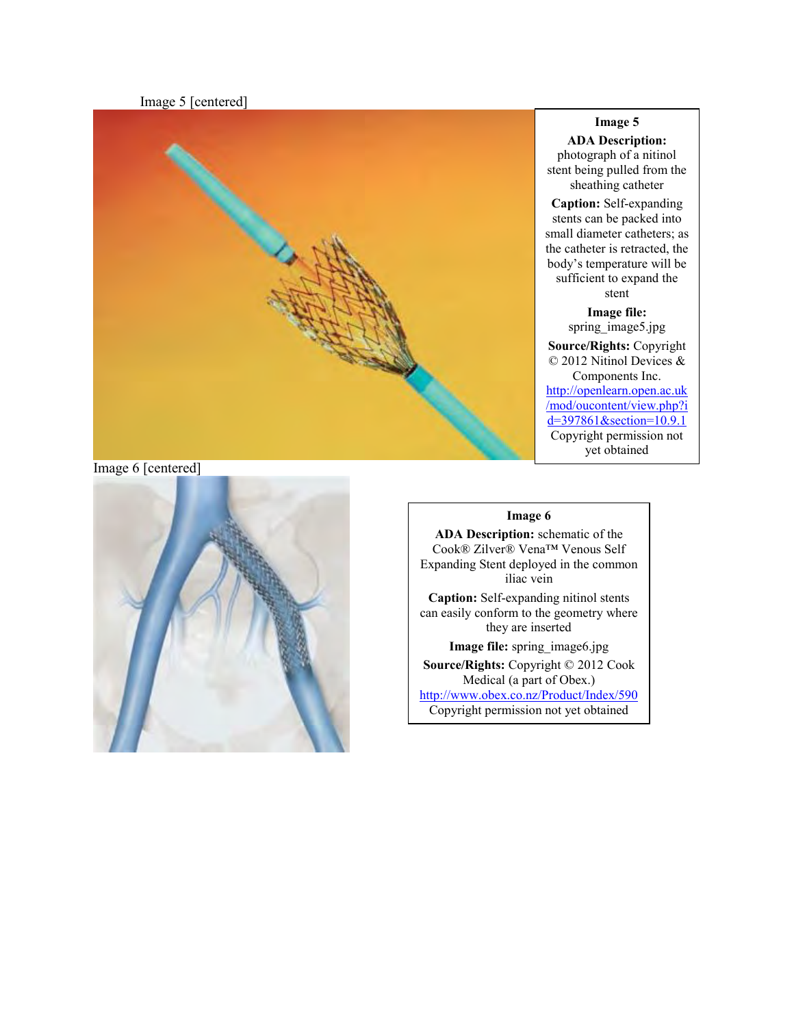Image 5 [centered]

**Image 5**

**ADA Description:** photograph of a nitinol stent being pulled from the sheathing catheter

**Caption:** Self-expanding stents can be packed into small diameter catheters; as the catheter is retracted, the body's temperature will be sufficient to expand the stent

**Image file:** spring_image5.jpg

**Source/Rights:** Copyright © 2012 Nitinol Devices & Components Inc. http://openlearn.open.ac.uk/mod/oucontent/view.php?id=397861&section=10.9.1 Copyright permission not yet obtained

Image 6 [centered]

**Image 6**

**ADA Description:** schematic of the Cook® Zilver® Vena™ Venous Self Expanding Stent deployed in the common iliac vein

**Caption:** Self-expanding nitinol stents can easily conform to the geometry where they are inserted

**Image file:** spring_image6.jpg

**Source/Rights:** Copyright © 2012 Cook Medical (a part of Obex.) http://www.obex.co.nz/Product/Index/590 Copyright permission not yet obtained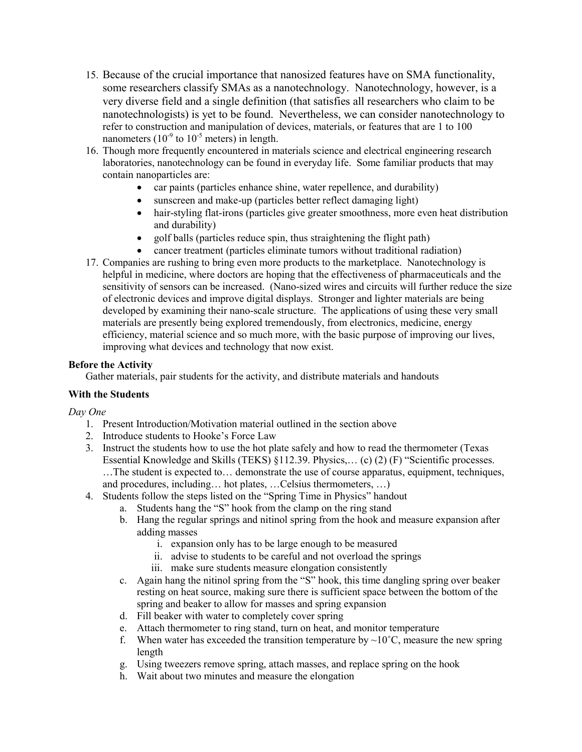15. Because of the crucial importance that nanosized features have on SMA functionality, some researchers classify SMAs as a nanotechnology. Nanotechnology, however, is a very diverse field and a single definition (that satisfies all researchers who claim to be nanotechnologists) is yet to be found. Nevertheless, we can consider nanotechnology to refer to construction and manipulation of devices, materials, or features that are 1 to 100 nanometers ($10^{-9}$ to $10^{-5}$ meters) in length.
16. Though more frequently encountered in materials science and electrical engineering research laboratories, nanotechnology can be found in everyday life. Some familiar products that may contain nanoparticles are:
    - car paints (particles enhance shine, water repellence, and durability)
    - sunscreen and make-up (particles better reflect damaging light)
    - hair-styling flat-irons (particles give greater smoothness, more even heat distribution and durability)
    - golf balls (particles reduce spin, thus straightening the flight path)
    - cancer treatment (particles eliminate tumors without traditional radiation)
17. Companies are rushing to bring even more products to the marketplace. Nanotechnology is helpful in medicine, where doctors are hoping that the effectiveness of pharmaceuticals and the sensitivity of sensors can be increased. (Nano-sized wires and circuits will further reduce the size of electronic devices and improve digital displays. Stronger and lighter materials are being developed by examining their nano-scale structure. The applications of using these very small materials are presently being explored tremendously, from electronics, medicine, energy efficiency, material science and so much more, with the basic purpose of improving our lives, improving what devices and technology that now exist.

**Before the Activity**

Gather materials, pair students for the activity, and distribute materials and handouts

**With the Students**

*Day One*

1. Present Introduction/Motivation material outlined in the section above
2. Introduce students to Hooke's Force Law
3. Instruct the students how to use the hot plate safely and how to read the thermometer (Texas Essential Knowledge and Skills (TEKS) §112.39. Physics,… (c) (2) (F) "Scientific processes. …The student is expected to… demonstrate the use of course apparatus, equipment, techniques, and procedures, including… hot plates, …Celsius thermometers, …)
4. Students follow the steps listed on the "Spring Time in Physics" handout
    a. Students hang the "S" hook from the clamp on the ring stand
    b. Hang the regular springs and nitinol spring from the hook and measure expansion after adding masses
        i. expansion only has to be large enough to be measured
        ii. advise to students to be careful and not overload the springs
        iii. make sure students measure elongation consistently
    c. Again hang the nitinol spring from the "S" hook, this time dangling spring over beaker resting on heat source, making sure there is sufficient space between the bottom of the spring and beaker to allow for masses and spring expansion
    d. Fill beaker with water to completely cover spring
    e. Attach thermometer to ring stand, turn on heat, and monitor temperature
    f. When water has exceeded the transition temperature by ~10˚C, measure the new spring length
    g. Using tweezers remove spring, attach masses, and replace spring on the hook
    h. Wait about two minutes and measure the elongation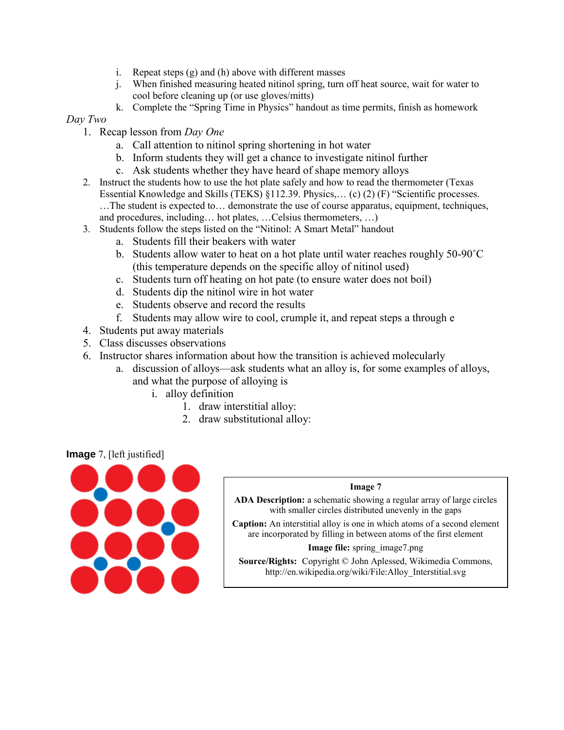i. Repeat steps (g) and (h) above with different masses
j. When finished measuring heated nitinol spring, turn off heat source, wait for water to cool before cleaning up (or use gloves/mitts)
k. Complete the "Spring Time in Physics" handout as time permits, finish as homework

*Day Two*

1. Recap lesson from *Day One*
   a. Call attention to nitinol spring shortening in hot water
   b. Inform students they will get a chance to investigate nitinol further
   c. Ask students whether they have heard of shape memory alloys
2. Instruct the students how to use the hot plate safely and how to read the thermometer (Texas Essential Knowledge and Skills (TEKS) §112.39. Physics,… (c) (2) (F) "Scientific processes. …The student is expected to… demonstrate the use of course apparatus, equipment, techniques, and procedures, including… hot plates, …Celsius thermometers, …)
3. Students follow the steps listed on the "Nitinol: A Smart Metal" handout
   a. Students fill their beakers with water
   b. Students allow water to heat on a hot plate until water reaches roughly 50-90˚C (this temperature depends on the specific alloy of nitinol used)
   c. Students turn off heating on hot pate (to ensure water does not boil)
   d. Students dip the nitinol wire in hot water
   e. Students observe and record the results
   f. Students may allow wire to cool, crumple it, and repeat steps a through e
4. Students put away materials
5. Class discusses observations
6. Instructor shares information about how the transition is achieved molecularly
   a. discussion of alloys—ask students what an alloy is, for some examples of alloys, and what the purpose of alloying is
      i. alloy definition
         1. draw interstitial alloy:
         2. draw substitutional alloy:

**Image** 7, [left justified]

**Image 7**

**ADA Description:** a schematic showing a regular array of large circles with smaller circles distributed unevenly in the gaps

**Caption:** An interstitial alloy is one in which atoms of a second element are incorporated by filling in between atoms of the first element

**Image file:** spring_image7.png

**Source/Rights:** Copyright © John Aplessed, Wikimedia Commons, http://en.wikipedia.org/wiki/File:Alloy_Interstitial.svg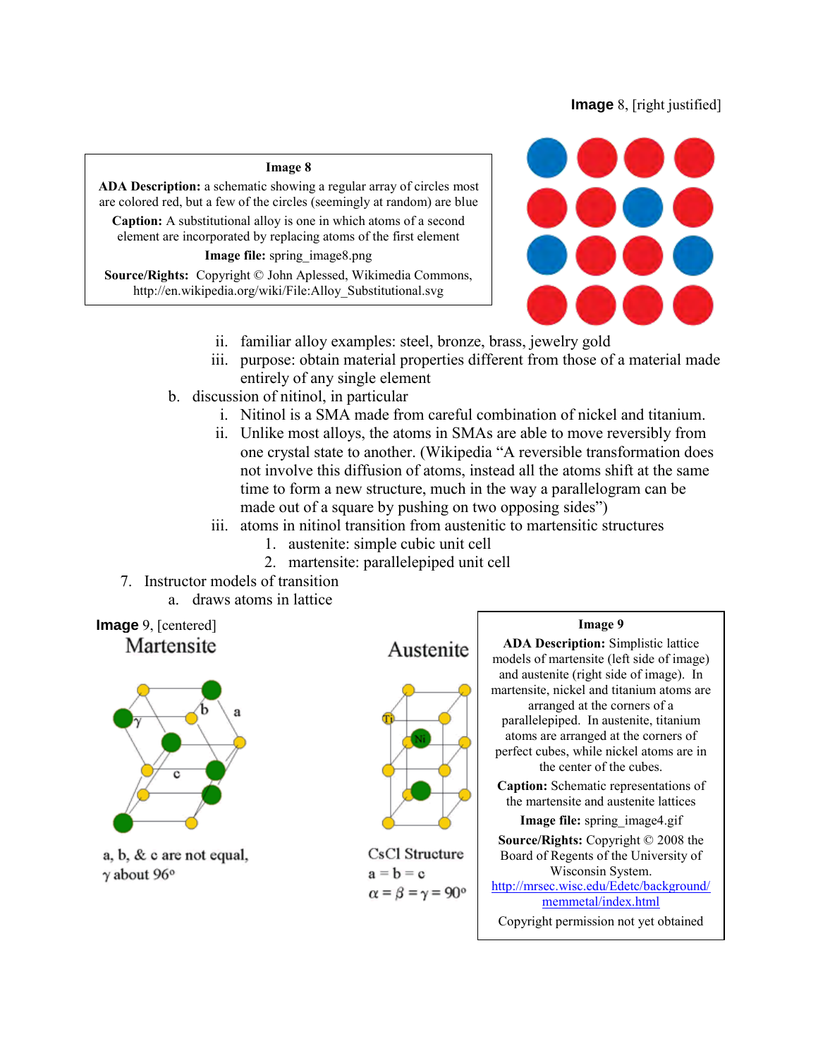**Image** 8, [right justified]

> **Image 8**
>
> **ADA Description:** a schematic showing a regular array of circles most are colored red, but a few of the circles (seemingly at random) are blue
>
> **Caption:** A substitutional alloy is one in which atoms of a second element are incorporated by replacing atoms of the first element
>
> **Image file:** spring_image8.png
>
> **Source/Rights:** Copyright © John Aplessed, Wikimedia Commons, http://en.wikipedia.org/wiki/File:Alloy_Substitutional.svg

ii. familiar alloy examples: steel, bronze, brass, jewelry gold

iii. purpose: obtain material properties different from those of a material made entirely of any single element

b. discussion of nitinol, in particular

i. Nitinol is a SMA made from careful combination of nickel and titanium.

ii. Unlike most alloys, the atoms in SMAs are able to move reversibly from one crystal state to another. (Wikipedia "A reversible transformation does not involve this diffusion of atoms, instead all the atoms shift at the same time to form a new structure, much in the way a parallelogram can be made out of a square by pushing on two opposing sides")

iii. atoms in nitinol transition from austenitic to martensitic structures

1. austenite: simple cubic unit cell
2. martensite: parallelepiped unit cell

7. Instructor models of transition

a. draws atoms in lattice

**Image** 9, [centered]

Martensite

a, b, & c are not equal, $\gamma$ about 96°

Austenite

CsCl Structure
$a = b = c$
$\alpha = \beta = \gamma = 90°$

> **Image 9**
>
> **ADA Description:** Simplistic lattice models of martensite (left side of image) and austenite (right side of image). In martensite, nickel and titanium atoms are arranged at the corners of a parallelepiped. In austenite, titanium atoms are arranged at the corners of perfect cubes, while nickel atoms are in the center of the cubes.
>
> **Caption:** Schematic representations of the martensite and austenite lattices
>
> **Image file:** spring_image4.gif
>
> **Source/Rights:** Copyright © 2008 the Board of Regents of the University of Wisconsin System. http://mrsec.wisc.edu/Edetc/background/memmetal/index.html
>
> Copyright permission not yet obtained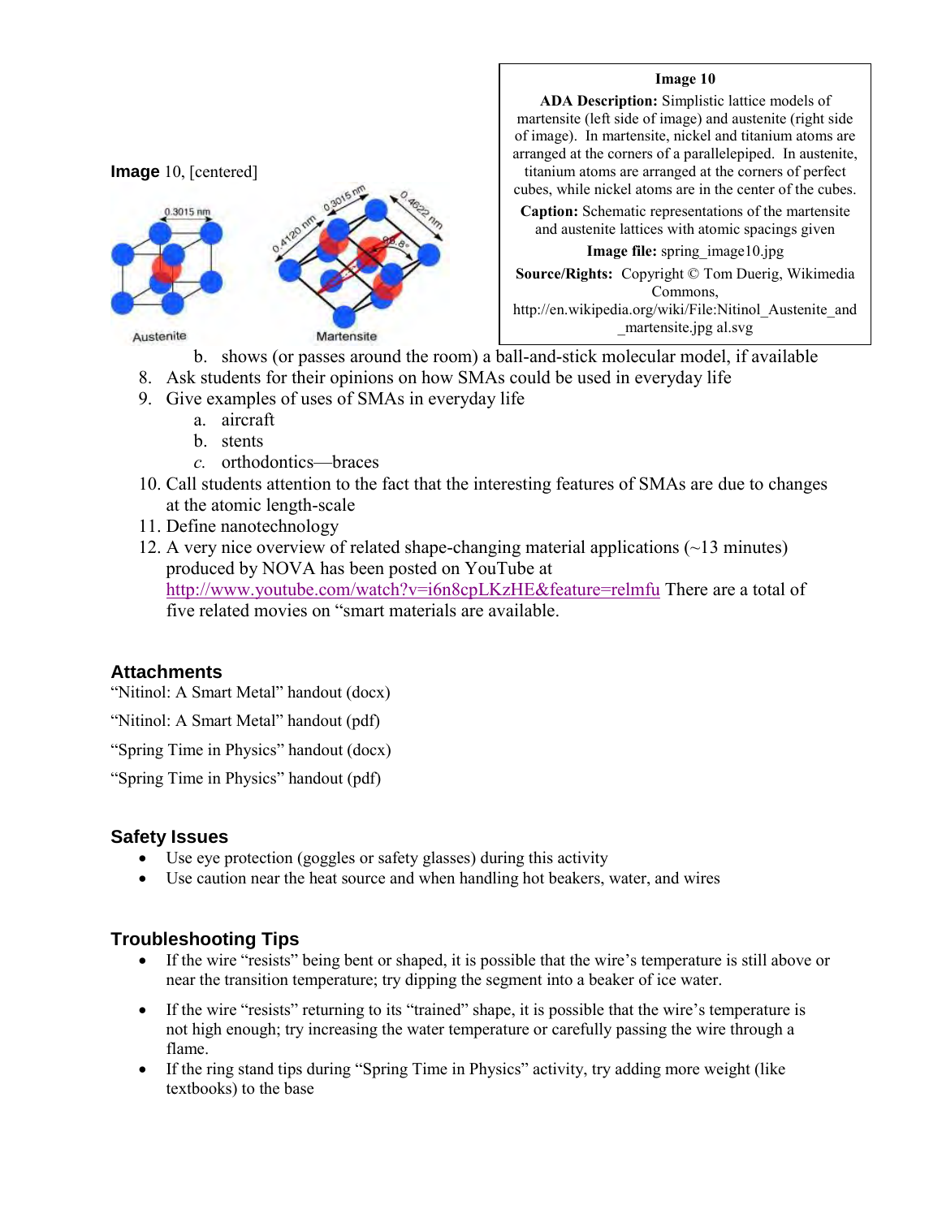**Image** 10, [centered]

**Image 10**

**ADA Description:** Simplistic lattice models of martensite (left side of image) and austenite (right side of image). In martensite, nickel and titanium atoms are arranged at the corners of a parallelepiped. In austenite, titanium atoms are arranged at the corners of perfect cubes, while nickel atoms are in the center of the cubes.

**Caption:** Schematic representations of the martensite and austenite lattices with atomic spacings given

**Image file:** spring_image10.jpg

**Source/Rights:** Copyright © Tom Duerig, Wikimedia Commons, http://en.wikipedia.org/wiki/File:Nitinol_Austenite_and_martensite.jpg al.svg

   b. shows (or passes around the room) a ball-and-stick molecular model, if available

8. Ask students for their opinions on how SMAs could be used in everyday life
9. Give examples of uses of SMAs in everyday life
   a. aircraft
   b. stents
   *c.* orthodontics—braces
10. Call students attention to the fact that the interesting features of SMAs are due to changes at the atomic length-scale
11. Define nanotechnology
12. A very nice overview of related shape-changing material applications (~13 minutes) produced by NOVA has been posted on YouTube at http://www.youtube.com/watch?v=i6n8cpLKzHE&feature=relmfu There are a total of five related movies on "smart materials are available.

## Attachments

"Nitinol: A Smart Metal" handout (docx)

"Nitinol: A Smart Metal" handout (pdf)

"Spring Time in Physics" handout (docx)

"Spring Time in Physics" handout (pdf)

## Safety Issues

- Use eye protection (goggles or safety glasses) during this activity
- Use caution near the heat source and when handling hot beakers, water, and wires

## Troubleshooting Tips

- If the wire "resists" being bent or shaped, it is possible that the wire's temperature is still above or near the transition temperature; try dipping the segment into a beaker of ice water.
- If the wire "resists" returning to its "trained" shape, it is possible that the wire's temperature is not high enough; try increasing the water temperature or carefully passing the wire through a flame.
- If the ring stand tips during "Spring Time in Physics" activity, try adding more weight (like textbooks) to the base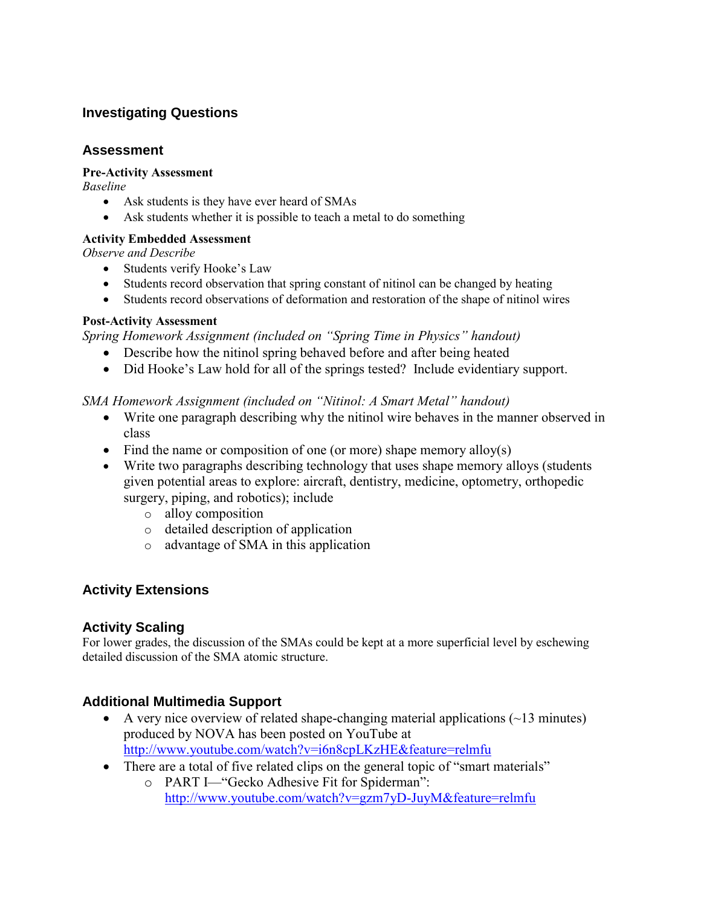## Investigating Questions

## Assessment

**Pre-Activity Assessment**

*Baseline*

- Ask students is they have ever heard of SMAs
- Ask students whether it is possible to teach a metal to do something

**Activity Embedded Assessment**

*Observe and Describe*

- Students verify Hooke's Law
- Students record observation that spring constant of nitinol can be changed by heating
- Students record observations of deformation and restoration of the shape of nitinol wires

**Post-Activity Assessment**

*Spring Homework Assignment (included on "Spring Time in Physics" handout)*

- Describe how the nitinol spring behaved before and after being heated
- Did Hooke's Law hold for all of the springs tested? Include evidentiary support.

*SMA Homework Assignment (included on "Nitinol: A Smart Metal" handout)*

- Write one paragraph describing why the nitinol wire behaves in the manner observed in class
- Find the name or composition of one (or more) shape memory alloy(s)
- Write two paragraphs describing technology that uses shape memory alloys (students given potential areas to explore: aircraft, dentistry, medicine, optometry, orthopedic surgery, piping, and robotics); include
    - alloy composition
    - detailed description of application
    - advantage of SMA in this application

## Activity Extensions

## Activity Scaling

For lower grades, the discussion of the SMAs could be kept at a more superficial level by eschewing detailed discussion of the SMA atomic structure.

## Additional Multimedia Support

- A very nice overview of related shape-changing material applications (~13 minutes) produced by NOVA has been posted on YouTube at http://www.youtube.com/watch?v=i6n8cpLKzHE&feature=relmfu
- There are a total of five related clips on the general topic of "smart materials"
    - PART I—"Gecko Adhesive Fit for Spiderman": http://www.youtube.com/watch?v=gzm7yD-JuyM&feature=relmfu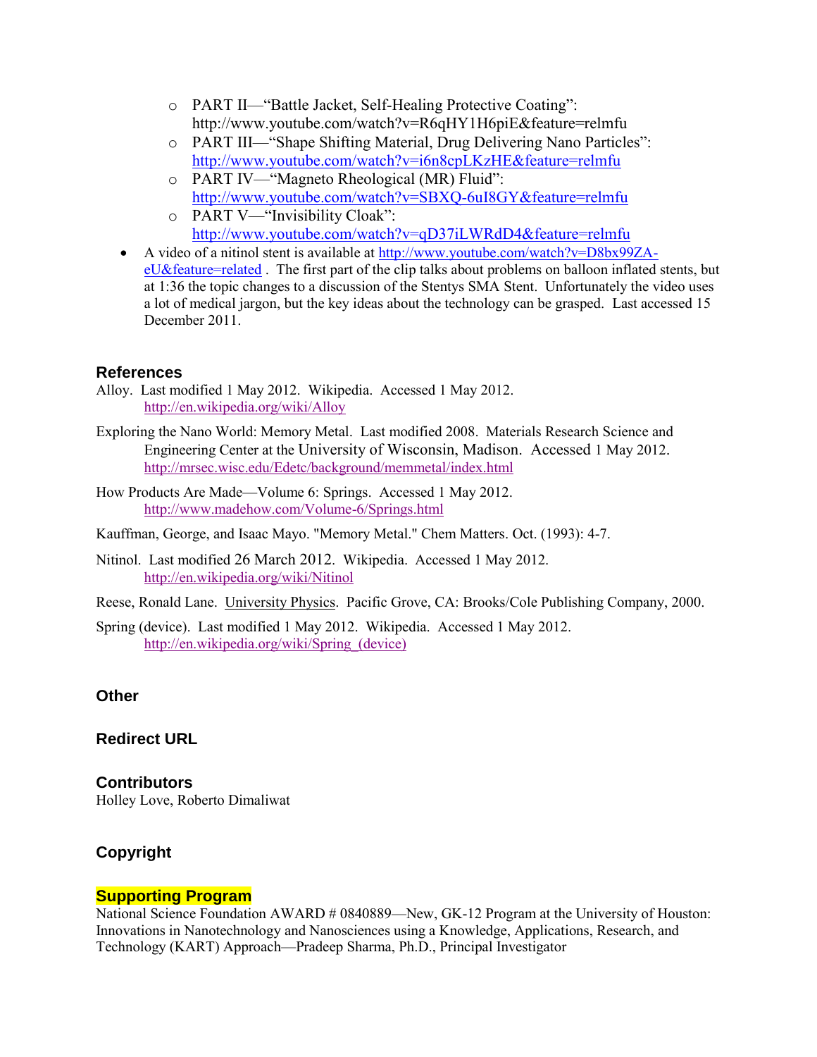- PART II—"Battle Jacket, Self-Healing Protective Coating": http://www.youtube.com/watch?v=R6qHY1H6piE&feature=relmfu
  - PART III—"Shape Shifting Material, Drug Delivering Nano Particles": http://www.youtube.com/watch?v=i6n8cpLKzHE&feature=relmfu
  - PART IV—"Magneto Rheological (MR) Fluid": http://www.youtube.com/watch?v=SBXQ-6uI8GY&feature=relmfu
  - PART V—"Invisibility Cloak": http://www.youtube.com/watch?v=qD37iLWRdD4&feature=relmfu
- A video of a nitinol stent is available at http://www.youtube.com/watch?v=D8bx99ZA-eU&feature=related . The first part of the clip talks about problems on balloon inflated stents, but at 1:36 the topic changes to a discussion of the Stentys SMA Stent. Unfortunately the video uses a lot of medical jargon, but the key ideas about the technology can be grasped. Last accessed 15 December 2011.

## References

Alloy. Last modified 1 May 2012. Wikipedia. Accessed 1 May 2012. http://en.wikipedia.org/wiki/Alloy

Exploring the Nano World: Memory Metal. Last modified 2008. Materials Research Science and Engineering Center at the University of Wisconsin, Madison. Accessed 1 May 2012. http://mrsec.wisc.edu/Edetc/background/memmetal/index.html

How Products Are Made—Volume 6: Springs. Accessed 1 May 2012. http://www.madehow.com/Volume-6/Springs.html

Kauffman, George, and Isaac Mayo. "Memory Metal." Chem Matters. Oct. (1993): 4-7.

Nitinol. Last modified 26 March 2012. Wikipedia. Accessed 1 May 2012. http://en.wikipedia.org/wiki/Nitinol

Reese, Ronald Lane. University Physics. Pacific Grove, CA: Brooks/Cole Publishing Company, 2000.

Spring (device). Last modified 1 May 2012. Wikipedia. Accessed 1 May 2012. http://en.wikipedia.org/wiki/Spring_(device)

## Other

## Redirect URL

## Contributors

Holley Love, Roberto Dimaliwat

## Copyright

## Supporting Program

National Science Foundation AWARD # 0840889—New, GK-12 Program at the University of Houston: Innovations in Nanotechnology and Nanosciences using a Knowledge, Applications, Research, and Technology (KART) Approach—Pradeep Sharma, Ph.D., Principal Investigator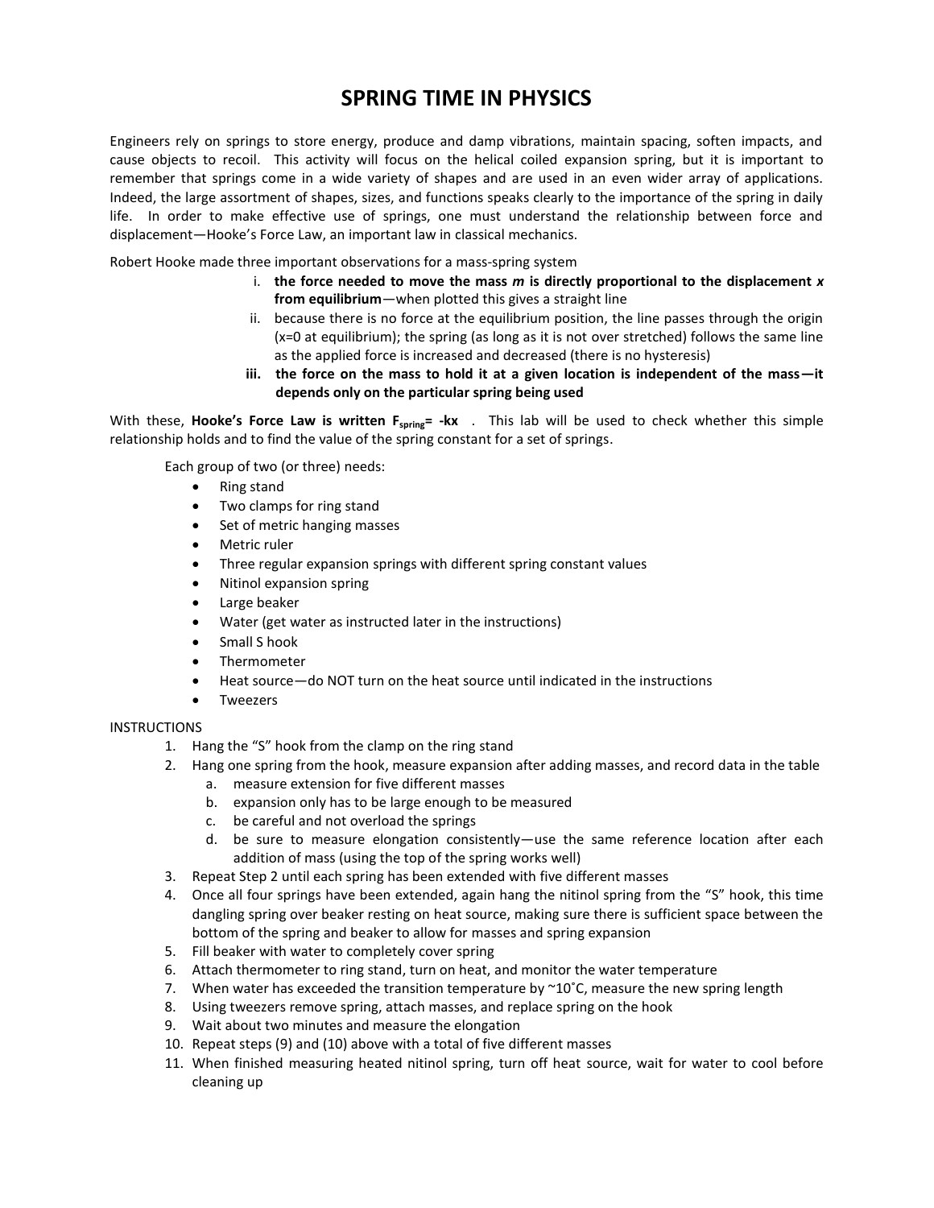# SPRING TIME IN PHYSICS

Engineers rely on springs to store energy, produce and damp vibrations, maintain spacing, soften impacts, and cause objects to recoil. This activity will focus on the helical coiled expansion spring, but it is important to remember that springs come in a wide variety of shapes and are used in an even wider array of applications. Indeed, the large assortment of shapes, sizes, and functions speaks clearly to the importance of the spring in daily life. In order to make effective use of springs, one must understand the relationship between force and displacement—Hooke's Force Law, an important law in classical mechanics.

Robert Hooke made three important observations for a mass-spring system

i. **the force needed to move the mass *m* is directly proportional to the displacement *x* from equilibrium**—when plotted this gives a straight line
ii. because there is no force at the equilibrium position, the line passes through the origin (x=0 at equilibrium); the spring (as long as it is not over stretched) follows the same line as the applied force is increased and decreased (there is no hysteresis)
iii. **the force on the mass to hold it at a given location is independent of the mass—it depends only on the particular spring being used**

With these, **Hooke's Force Law is written $F_{spring} = -kx$**. This lab will be used to check whether this simple relationship holds and to find the value of the spring constant for a set of springs.

Each group of two (or three) needs:

- Ring stand
- Two clamps for ring stand
- Set of metric hanging masses
- Metric ruler
- Three regular expansion springs with different spring constant values
- Nitinol expansion spring
- Large beaker
- Water (get water as instructed later in the instructions)
- Small S hook
- Thermometer
- Heat source—do NOT turn on the heat source until indicated in the instructions
- Tweezers

INSTRUCTIONS

1. Hang the "S" hook from the clamp on the ring stand
2. Hang one spring from the hook, measure expansion after adding masses, and record data in the table
   a. measure extension for five different masses
   b. expansion only has to be large enough to be measured
   c. be careful and not overload the springs
   d. be sure to measure elongation consistently—use the same reference location after each addition of mass (using the top of the spring works well)
3. Repeat Step 2 until each spring has been extended with five different masses
4. Once all four springs have been extended, again hang the nitinol spring from the "S" hook, this time dangling spring over beaker resting on heat source, making sure there is sufficient space between the bottom of the spring and beaker to allow for masses and spring expansion
5. Fill beaker with water to completely cover spring
6. Attach thermometer to ring stand, turn on heat, and monitor the water temperature
7. When water has exceeded the transition temperature by ~10˚C, measure the new spring length
8. Using tweezers remove spring, attach masses, and replace spring on the hook
9. Wait about two minutes and measure the elongation
10. Repeat steps (9) and (10) above with a total of five different masses
11. When finished measuring heated nitinol spring, turn off heat source, wait for water to cool before cleaning up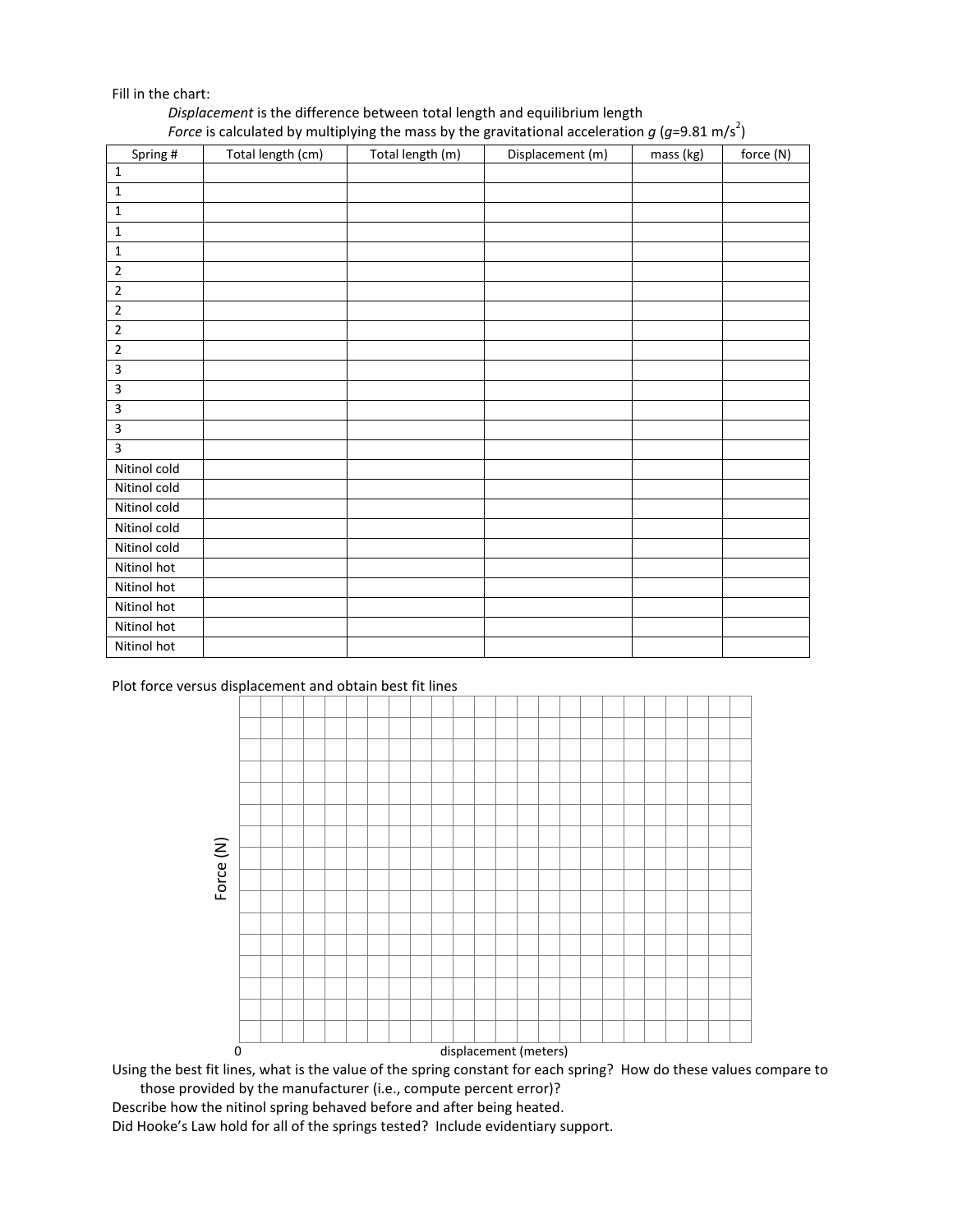Fill in the chart:

*Displacement* is the difference between total length and equilibrium length

*Force* is calculated by multiplying the mass by the gravitational acceleration *g* ($g$=9.81 m/s$^2$)

| Spring # | Total length (cm) | Total length (m) | Displacement (m) | mass (kg) | force (N) |
|---|---|---|---|---|---|
| 1 | | | | | |
| 1 | | | | | |
| 1 | | | | | |
| 1 | | | | | |
| 1 | | | | | |
| 2 | | | | | |
| 2 | | | | | |
| 2 | | | | | |
| 2 | | | | | |
| 2 | | | | | |
| 3 | | | | | |
| 3 | | | | | |
| 3 | | | | | |
| 3 | | | | | |
| 3 | | | | | |
| Nitinol cold | | | | | |
| Nitinol cold | | | | | |
| Nitinol cold | | | | | |
| Nitinol cold | | | | | |
| Nitinol cold | | | | | |
| Nitinol hot | | | | | |
| Nitinol hot | | | | | |
| Nitinol hot | | | | | |
| Nitinol hot | | | | | |
| Nitinol hot | | | | | |

Plot force versus displacement and obtain best fit lines

Force (N)

0

displacement (meters)

Using the best fit lines, what is the value of the spring constant for each spring? How do these values compare to those provided by the manufacturer (i.e., compute percent error)?

Describe how the nitinol spring behaved before and after being heated.

Did Hooke's Law hold for all of the springs tested? Include evidentiary support.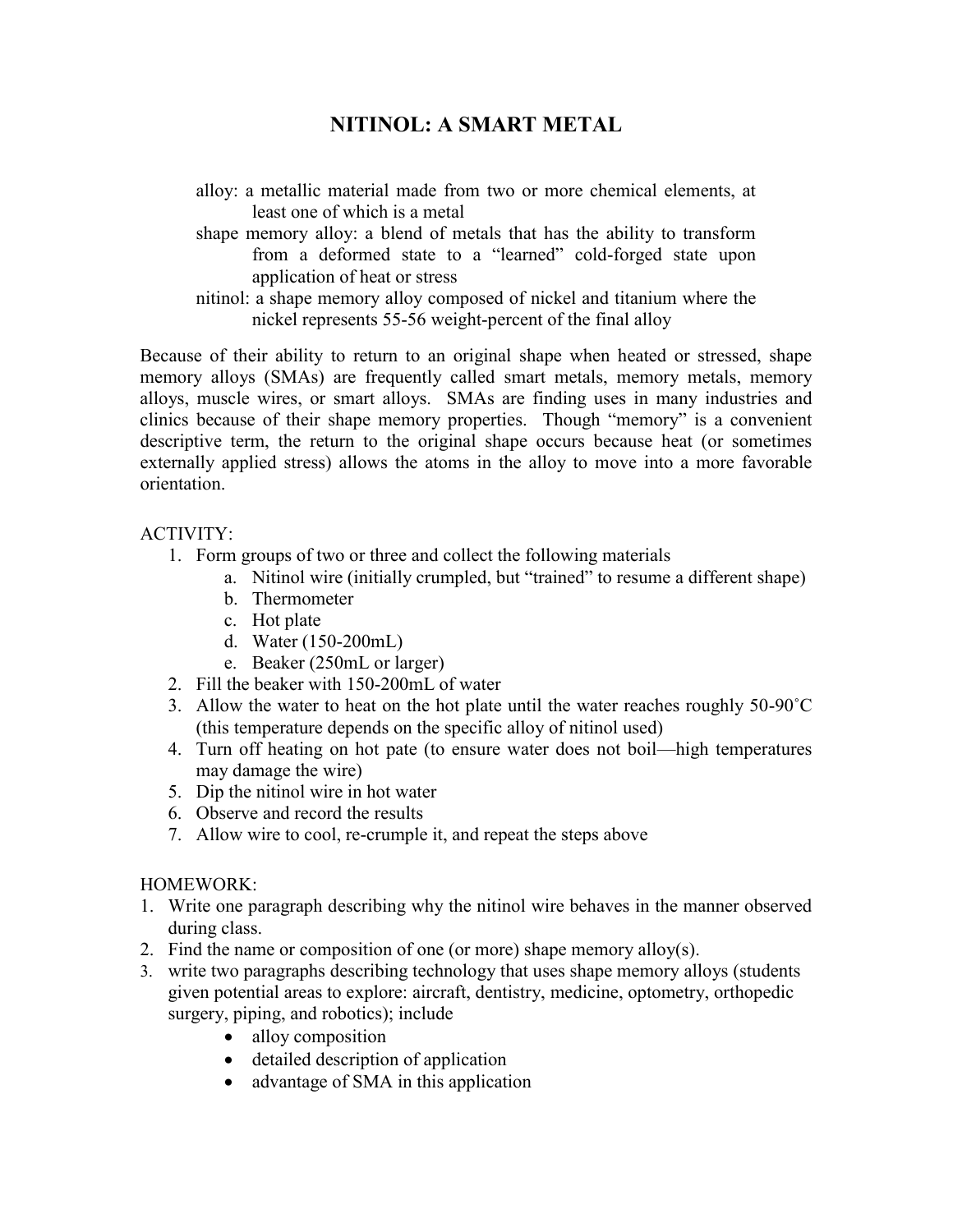# NITINOL: A SMART METAL

alloy: a metallic material made from two or more chemical elements, at least one of which is a metal

shape memory alloy: a blend of metals that has the ability to transform from a deformed state to a "learned" cold-forged state upon application of heat or stress

nitinol: a shape memory alloy composed of nickel and titanium where the nickel represents 55-56 weight-percent of the final alloy

Because of their ability to return to an original shape when heated or stressed, shape memory alloys (SMAs) are frequently called smart metals, memory metals, memory alloys, muscle wires, or smart alloys. SMAs are finding uses in many industries and clinics because of their shape memory properties. Though "memory" is a convenient descriptive term, the return to the original shape occurs because heat (or sometimes externally applied stress) allows the atoms in the alloy to move into a more favorable orientation.

ACTIVITY:

1. Form groups of two or three and collect the following materials
   a. Nitinol wire (initially crumpled, but "trained" to resume a different shape)
   b. Thermometer
   c. Hot plate
   d. Water (150-200mL)
   e. Beaker (250mL or larger)
2. Fill the beaker with 150-200mL of water
3. Allow the water to heat on the hot plate until the water reaches roughly 50-90˚C (this temperature depends on the specific alloy of nitinol used)
4. Turn off heating on hot pate (to ensure water does not boil—high temperatures may damage the wire)
5. Dip the nitinol wire in hot water
6. Observe and record the results
7. Allow wire to cool, re-crumple it, and repeat the steps above

HOMEWORK:

1. Write one paragraph describing why the nitinol wire behaves in the manner observed during class.
2. Find the name or composition of one (or more) shape memory alloy(s).
3. write two paragraphs describing technology that uses shape memory alloys (students given potential areas to explore: aircraft, dentistry, medicine, optometry, orthopedic surgery, piping, and robotics); include
   - alloy composition
   - detailed description of application
   - advantage of SMA in this application